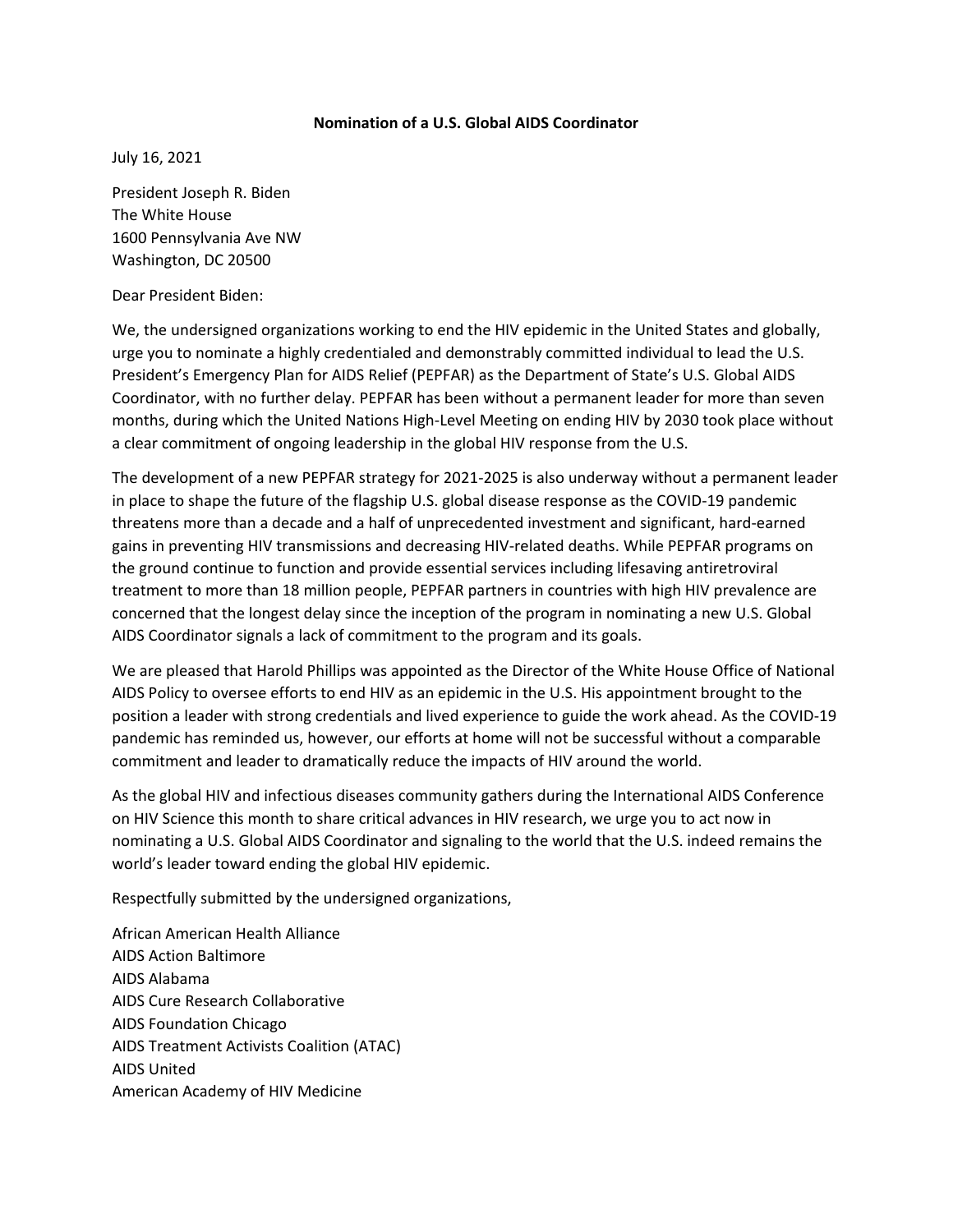**Nomination of a U.S. Global AIDS Coordinator**

July 16, 2021

President Joseph R. Biden
The White House
1600 Pennsylvania Ave NW
Washington, DC 20500

Dear President Biden:

We, the undersigned organizations working to end the HIV epidemic in the United States and globally, urge you to nominate a highly credentialed and demonstrably committed individual to lead the U.S. President's Emergency Plan for AIDS Relief (PEPFAR) as the Department of State's U.S. Global AIDS Coordinator, with no further delay. PEPFAR has been without a permanent leader for more than seven months, during which the United Nations High-Level Meeting on ending HIV by 2030 took place without a clear commitment of ongoing leadership in the global HIV response from the U.S.

The development of a new PEPFAR strategy for 2021-2025 is also underway without a permanent leader in place to shape the future of the flagship U.S. global disease response as the COVID-19 pandemic threatens more than a decade and a half of unprecedented investment and significant, hard-earned gains in preventing HIV transmissions and decreasing HIV-related deaths. While PEPFAR programs on the ground continue to function and provide essential services including lifesaving antiretroviral treatment to more than 18 million people, PEPFAR partners in countries with high HIV prevalence are concerned that the longest delay since the inception of the program in nominating a new U.S. Global AIDS Coordinator signals a lack of commitment to the program and its goals.

We are pleased that Harold Phillips was appointed as the Director of the White House Office of National AIDS Policy to oversee efforts to end HIV as an epidemic in the U.S. His appointment brought to the position a leader with strong credentials and lived experience to guide the work ahead. As the COVID-19 pandemic has reminded us, however, our efforts at home will not be successful without a comparable commitment and leader to dramatically reduce the impacts of HIV around the world.

As the global HIV and infectious diseases community gathers during the International AIDS Conference on HIV Science this month to share critical advances in HIV research, we urge you to act now in nominating a U.S. Global AIDS Coordinator and signaling to the world that the U.S. indeed remains the world's leader toward ending the global HIV epidemic.

Respectfully submitted by the undersigned organizations,

African American Health Alliance
AIDS Action Baltimore
AIDS Alabama
AIDS Cure Research Collaborative
AIDS Foundation Chicago
AIDS Treatment Activists Coalition (ATAC)
AIDS United
American Academy of HIV Medicine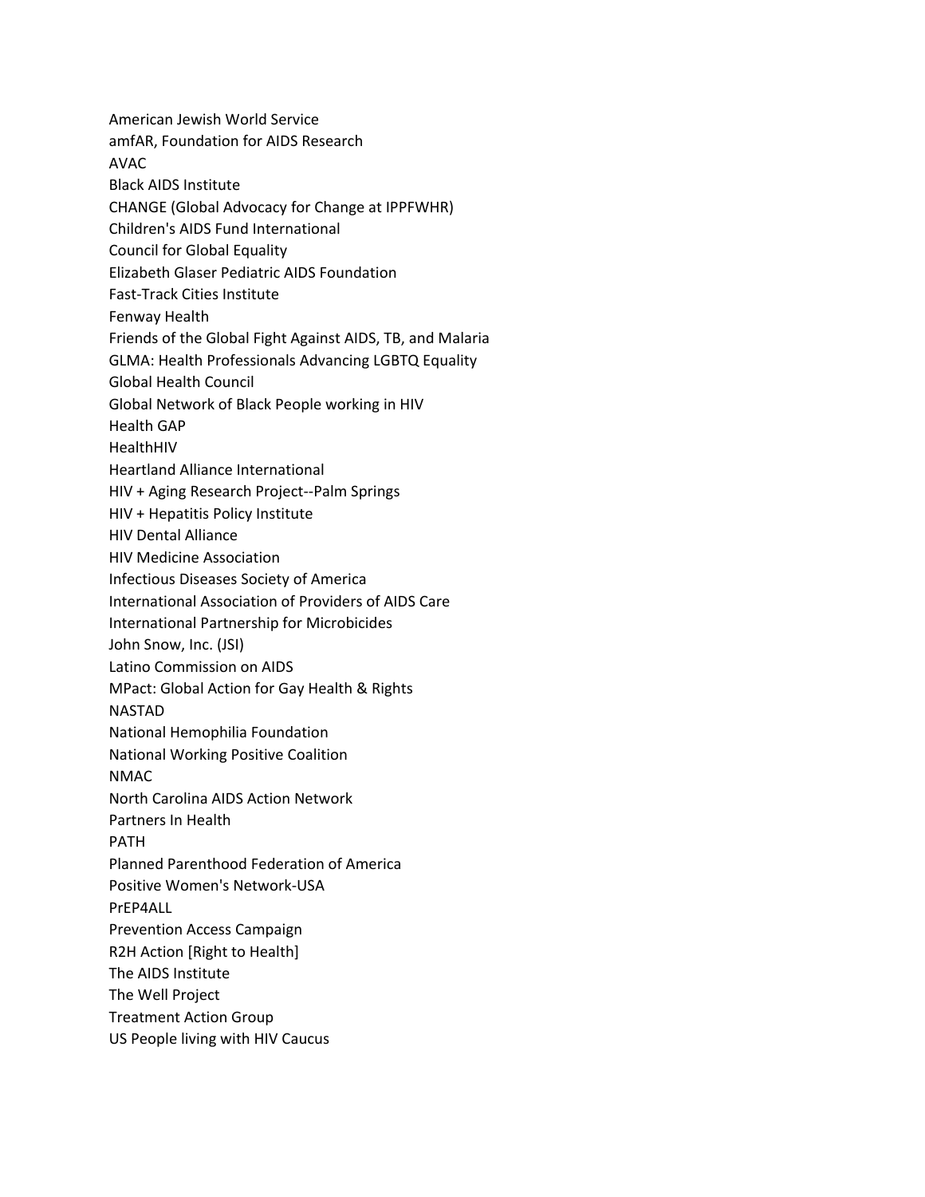American Jewish World Service
amfAR, Foundation for AIDS Research
AVAC
Black AIDS Institute
CHANGE (Global Advocacy for Change at IPPFWHR)
Children's AIDS Fund International
Council for Global Equality
Elizabeth Glaser Pediatric AIDS Foundation
Fast-Track Cities Institute
Fenway Health
Friends of the Global Fight Against AIDS, TB, and Malaria
GLMA: Health Professionals Advancing LGBTQ Equality
Global Health Council
Global Network of Black People working in HIV
Health GAP
HealthHIV
Heartland Alliance International
HIV + Aging Research Project--Palm Springs
HIV + Hepatitis Policy Institute
HIV Dental Alliance
HIV Medicine Association
Infectious Diseases Society of America
International Association of Providers of AIDS Care
International Partnership for Microbicides
John Snow, Inc. (JSI)
Latino Commission on AIDS
MPact: Global Action for Gay Health & Rights
NASTAD
National Hemophilia Foundation
National Working Positive Coalition
NMAC
North Carolina AIDS Action Network
Partners In Health
PATH
Planned Parenthood Federation of America
Positive Women's Network-USA
PrEP4ALL
Prevention Access Campaign
R2H Action [Right to Health]
The AIDS Institute
The Well Project
Treatment Action Group
US People living with HIV Caucus